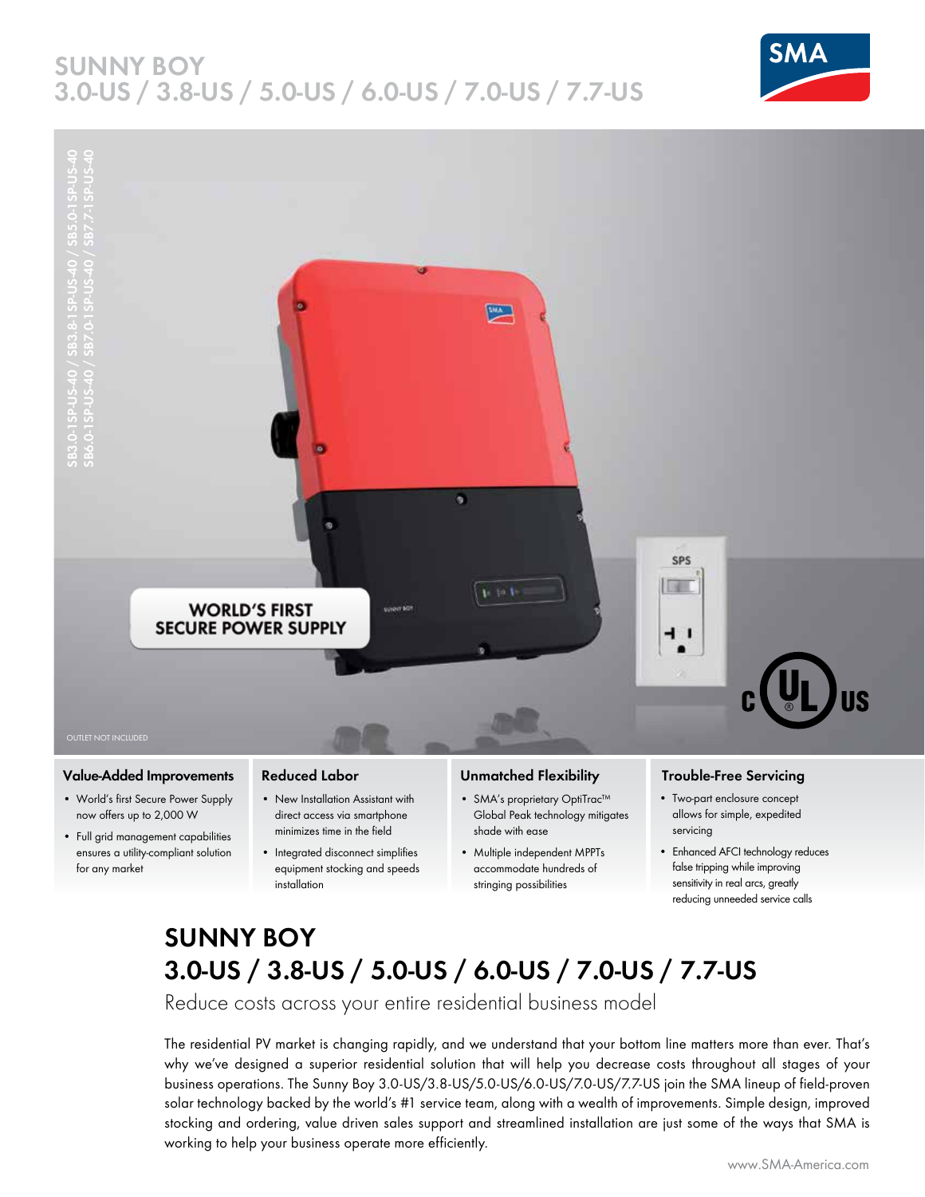# SUNNY BOY
# 3.0-US / 3.8-US / 5.0-US / 6.0-US / 7.0-US / 7.7-US

SB3.0-1SP-US-40 / SB3.8-1SP-US-40 / SB5.0-1SP-US-40
SB6.0-1SP-US-40 / SB7.0-1SP-US-40 / SB7.7-1SP-US-40

WORLD'S FIRST SECURE POWER SUPPLY

OUTLET NOT INCLUDED

### Value-Added Improvements

- World's first Secure Power Supply now offers up to 2,000 W
- Full grid management capabilities ensures a utility-compliant solution for any market

### Reduced Labor

- New Installation Assistant with direct access via smartphone minimizes time in the field
- Integrated disconnect simplifies equipment stocking and speeds installation

### Unmatched Flexibility

- SMA's proprietary OptiTrac™ Global Peak technology mitigates shade with ease
- Multiple independent MPPTs accommodate hundreds of stringing possibilities

### Trouble-Free Servicing

- Two-part enclosure concept allows for simple, expedited servicing
- Enhanced AFCI technology reduces false tripping while improving sensitivity in real arcs, greatly reducing unneeded service calls

## SUNNY BOY 3.0-US / 3.8-US / 5.0-US / 6.0-US / 7.0-US / 7.7-US

Reduce costs across your entire residential business model

The residential PV market is changing rapidly, and we understand that your bottom line matters more than ever. That's why we've designed a superior residential solution that will help you decrease costs throughout all stages of your business operations. The Sunny Boy 3.0-US/3.8-US/5.0-US/6.0-US/7.0-US/7.7-US join the SMA lineup of field-proven solar technology backed by the world's #1 service team, along with a wealth of improvements. Simple design, improved stocking and ordering, value driven sales support and streamlined installation are just some of the ways that SMA is working to help your business operate more efficiently.

www.SMA-America.com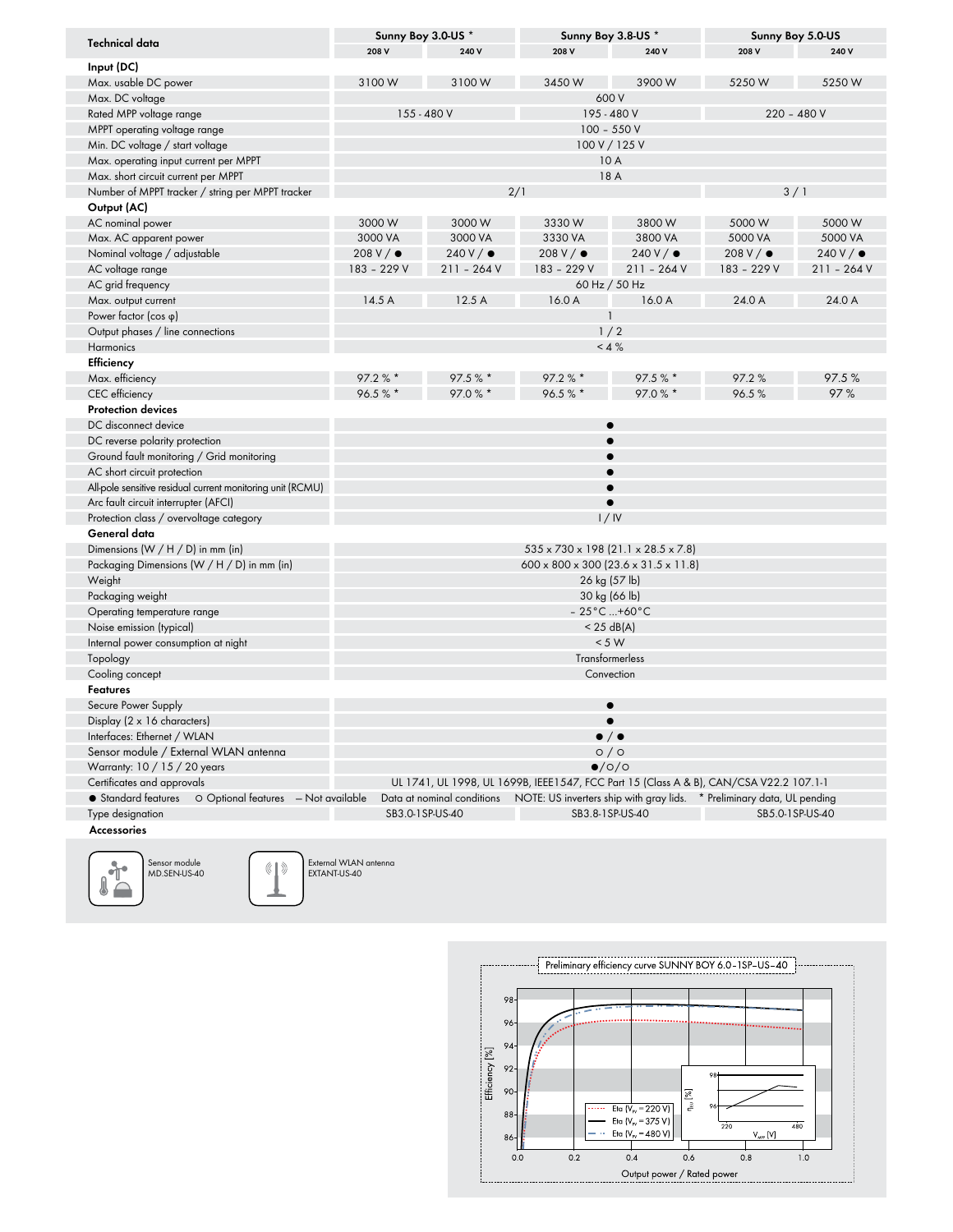| Technical data | Sunny Boy 3.0-US * | | Sunny Boy 3.8-US * | | Sunny Boy 5.0-US | |
|---|---|---|---|---|---|---|
| | 208 V | 240 V | 208 V | 240 V | 208 V | 240 V |
| **Input (DC)** | | | | | | |
| Max. usable DC power | 3100 W | 3100 W | 3450 W | 3900 W | 5250 W | 5250 W |
| Max. DC voltage | 600 V | | | | | |
| Rated MPP voltage range | 155 - 480 V | | 195 - 480 V | | 220 – 480 V | |
| MPPT operating voltage range | 100 – 550 V | | | | | |
| Min. DC voltage / start voltage | 100 V / 125 V | | | | | |
| Max. operating input current per MPPT | 10 A | | | | | |
| Max. short circuit current per MPPT | 18 A | | | | | |
| Number of MPPT tracker / string per MPPT tracker | 2/1 | | | | 3 / 1 | |
| **Output (AC)** | | | | | | |
| AC nominal power | 3000 W | 3000 W | 3330 W | 3800 W | 5000 W | 5000 W |
| Max. AC apparent power | 3000 VA | 3000 VA | 3330 VA | 3800 VA | 5000 VA | 5000 VA |
| Nominal voltage / adjustable | 208 V / ● | 240 V / ● | 208 V / ● | 240 V / ● | 208 V / ● | 240 V / ● |
| AC voltage range | 183 – 229 V | 211 – 264 V | 183 – 229 V | 211 – 264 V | 183 – 229 V | 211 – 264 V |
| AC grid frequency | 60 Hz / 50 Hz | | | | | |
| Max. output current | 14.5 A | 12.5 A | 16.0 A | 16.0 A | 24.0 A | 24.0 A |
| Power factor (cos φ) | 1 | | | | | |
| Output phases / line connections | 1 / 2 | | | | | |
| Harmonics | < 4 % | | | | | |
| **Efficiency** | | | | | | |
| Max. efficiency | 97.2 % * | 97.5 % * | 97.2 % * | 97.5 % * | 97.2 % | 97.5 % |
| CEC efficiency | 96.5 % * | 97.0 % * | 96.5 % * | 97.0 % * | 96.5 % | 97 % |
| **Protection devices** | | | | | | |
| DC disconnect device | ● | | | | | |
| DC reverse polarity protection | ● | | | | | |
| Ground fault monitoring / Grid monitoring | ● | | | | | |
| AC short circuit protection | ● | | | | | |
| All-pole sensitive residual current monitoring unit (RCMU) | ● | | | | | |
| Arc fault circuit interrupter (AFCI) | ● | | | | | |
| Protection class / overvoltage category | I / IV | | | | | |
| **General data** | | | | | | |
| Dimensions (W / H / D) in mm (in) | 535 x 730 x 198 (21.1 x 28.5 x 7.8) | | | | | |
| Packaging Dimensions (W / H / D) in mm (in) | 600 x 800 x 300 (23.6 x 31.5 x 11.8) | | | | | |
| Weight | 26 kg (57 lb) | | | | | |
| Packaging weight | 30 kg (66 lb) | | | | | |
| Operating temperature range | – 25°C ...+60°C | | | | | |
| Noise emission (typical) | < 25 dB(A) | | | | | |
| Internal power consumption at night | < 5 W | | | | | |
| Topology | Transformerless | | | | | |
| Cooling concept | Convection | | | | | |
| **Features** | | | | | | |
| Secure Power Supply | ● | | | | | |
| Display (2 x 16 characters) | ● | | | | | |
| Interfaces: Ethernet / WLAN | ● / ● | | | | | |
| Sensor module / External WLAN antenna | ○ / ○ | | | | | |
| Warranty: 10 / 15 / 20 years | ●/○/○ | | | | | |
| Certificates and approvals | UL 1741, UL 1998, UL 1699B, IEEE1547, FCC Part 15 (Class A & B), CAN/CSA V22.2 107.1-1 | | | | | |
| ● Standard features ○ Optional features – Not available | Data at nominal conditions NOTE: US inverters ship with gray lids. * Preliminary data, UL pending | | | | | |
| Type designation | SB3.0-1SP-US-40 | | SB3.8-1SP-US-40 | | SB5.0-1SP-US-40 | |

**Accessories**

Sensor module
MD.SEN-US-40

External WLAN antenna
EXTANT-US-40

Preliminary efficiency curve SUNNY BOY 6.0-1SP-US-40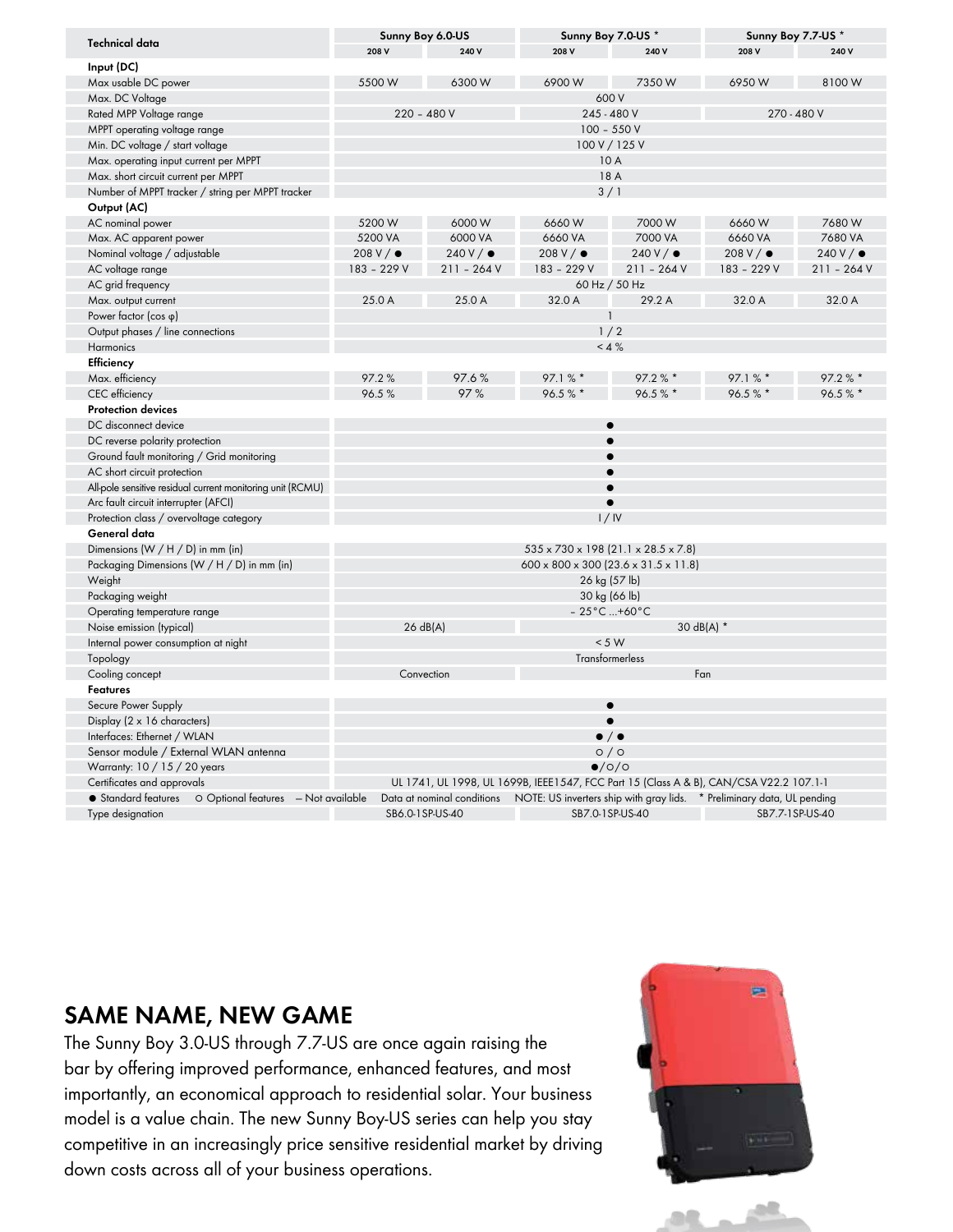| Technical data | Sunny Boy 6.0-US | | Sunny Boy 7.0-US * | | Sunny Boy 7.7-US * | |
|---|---|---|---|---|---|---|
| | 208 V | 240 V | 208 V | 240 V | 208 V | 240 V |
| **Input (DC)** | | | | | | |
| Max usable DC power | 5500 W | 6300 W | 6900 W | 7350 W | 6950 W | 8100 W |
| Max. DC Voltage | 600 V | | | | | |
| Rated MPP Voltage range | 220 – 480 V | | 245 - 480 V | | 270 - 480 V | |
| MPPT operating voltage range | 100 – 550 V | | | | | |
| Min. DC voltage / start voltage | 100 V / 125 V | | | | | |
| Max. operating input current per MPPT | 10 A | | | | | |
| Max. short circuit current per MPPT | 18 A | | | | | |
| Number of MPPT tracker / string per MPPT tracker | 3 / 1 | | | | | |
| **Output (AC)** | | | | | | |
| AC nominal power | 5200 W | 6000 W | 6660 W | 7000 W | 6660 W | 7680 W |
| Max. AC apparent power | 5200 VA | 6000 VA | 6660 VA | 7000 VA | 6660 VA | 7680 VA |
| Nominal voltage / adjustable | 208 V / ● | 240 V / ● | 208 V / ● | 240 V / ● | 208 V / ● | 240 V / ● |
| AC voltage range | 183 – 229 V | 211 – 264 V | 183 – 229 V | 211 – 264 V | 183 – 229 V | 211 – 264 V |
| AC grid frequency | 60 Hz / 50 Hz | | | | | |
| Max. output current | 25.0 A | 25.0 A | 32.0 A | 29.2 A | 32.0 A | 32.0 A |
| Power factor (cos φ) | 1 | | | | | |
| Output phases / line connections | 1 / 2 | | | | | |
| Harmonics | < 4 % | | | | | |
| **Efficiency** | | | | | | |
| Max. efficiency | 97.2 % | 97.6 % | 97.1 % * | 97.2 % * | 97.1 % * | 97.2 % * |
| CEC efficiency | 96.5 % | 97 % | 96.5 % * | 96.5 % * | 96.5 % * | 96.5 % * |
| **Protection devices** | | | | | | |
| DC disconnect device | ● | | | | | |
| DC reverse polarity protection | ● | | | | | |
| Ground fault monitoring / Grid monitoring | ● | | | | | |
| AC short circuit protection | ● | | | | | |
| All-pole sensitive residual current monitoring unit (RCMU) | ● | | | | | |
| Arc fault circuit interrupter (AFCI) | ● | | | | | |
| Protection class / overvoltage category | I / IV | | | | | |
| **General data** | | | | | | |
| Dimensions (W / H / D) in mm (in) | 535 x 730 x 198 (21.1 x 28.5 x 7.8) | | | | | |
| Packaging Dimensions (W / H / D) in mm (in) | 600 x 800 x 300 (23.6 x 31.5 x 11.8) | | | | | |
| Weight | 26 kg (57 lb) | | | | | |
| Packaging weight | 30 kg (66 lb) | | | | | |
| Operating temperature range | – 25°C ...+60°C | | | | | |
| Noise emission (typical) | 26 dB(A) | | 30 dB(A) * | | | |
| Internal power consumption at night | < 5 W | | | | | |
| Topology | Transformerless | | | | | |
| Cooling concept | Convection | | Fan | | | |
| **Features** | | | | | | |
| Secure Power Supply | ● | | | | | |
| Display (2 x 16 characters) | ● | | | | | |
| Interfaces: Ethernet / WLAN | ● / ● | | | | | |
| Sensor module / External WLAN antenna | ○ / ○ | | | | | |
| Warranty: 10 / 15 / 20 years | ●/○/○ | | | | | |
| Certificates and approvals | UL 1741, UL 1998, UL 1699B, IEEE1547, FCC Part 15 (Class A & B), CAN/CSA V22.2 107.1-1 | | | | | |
| ● Standard features ○ Optional features – Not available | Data at nominal conditions NOTE: US inverters ship with gray lids. * Preliminary data, UL pending | | | | | |
| Type designation | SB6.0-1SP-US-40 | | SB7.0-1SP-US-40 | | SB7.7-1SP-US-40 | |

## SAME NAME, NEW GAME

The Sunny Boy 3.0-US through 7.7-US are once again raising the bar by offering improved performance, enhanced features, and most importantly, an economical approach to residential solar. Your business model is a value chain. The new Sunny Boy-US series can help you stay competitive in an increasingly price sensitive residential market by driving down costs across all of your business operations.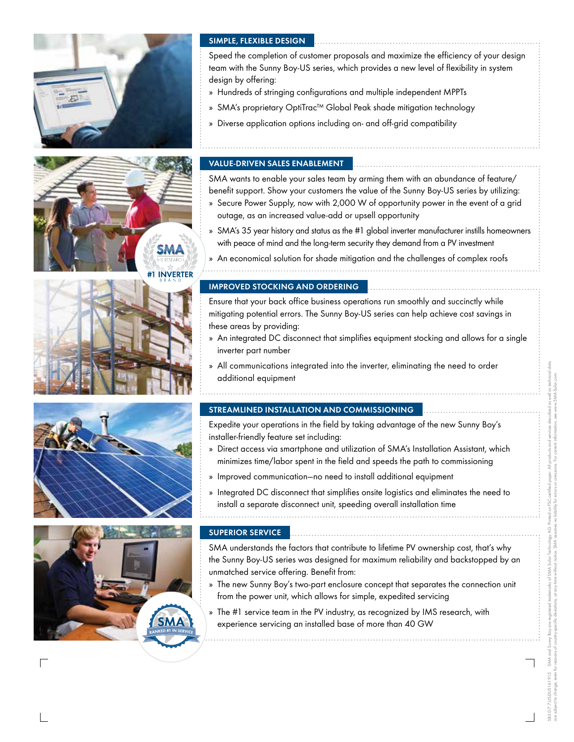## SIMPLE, FLEXIBLE DESIGN

Speed the completion of customer proposals and maximize the efficiency of your design team with the Sunny Boy-US series, which provides a new level of flexibility in system design by offering:

- Hundreds of stringing configurations and multiple independent MPPTs
- SMA's proprietary OptiTrac™ Global Peak shade mitigation technology
- Diverse application options including on- and off-grid compatibility

## VALUE-DRIVEN SALES ENABLEMENT

SMA wants to enable your sales team by arming them with an abundance of feature/benefit support. Show your customers the value of the Sunny Boy-US series by utilizing:

- Secure Power Supply, now with 2,000 W of opportunity power in the event of a grid outage, as an increased value-add or upsell opportunity
- SMA's 35 year history and status as the #1 global inverter manufacturer instills homeowners with peace of mind and the long-term security they demand from a PV investment
- An economical solution for shade mitigation and the challenges of complex roofs

## IMPROVED STOCKING AND ORDERING

Ensure that your back office business operations run smoothly and succinctly while mitigating potential errors. The Sunny Boy-US series can help achieve cost savings in these areas by providing:

- An integrated DC disconnect that simplifies equipment stocking and allows for a single inverter part number
- All communications integrated into the inverter, eliminating the need to order additional equipment

## STREAMLINED INSTALLATION AND COMMISSIONING

Expedite your operations in the field by taking advantage of the new Sunny Boy's installer-friendly feature set including:

- Direct access via smartphone and utilization of SMA's Installation Assistant, which minimizes time/labor spent in the field and speeds the path to commissioning
- Improved communication—no need to install additional equipment
- Integrated DC disconnect that simplifies onsite logistics and eliminates the need to install a separate disconnect unit, speeding overall installation time

## SUPERIOR SERVICE

SMA understands the factors that contribute to lifetime PV ownership cost, that's why the Sunny Boy-US series was designed for maximum reliability and backstopped by an unmatched service offering. Benefit from:

- The new Sunny Boy's two-part enclosure concept that separates the connection unit from the power unit, which allows for simple, expedited servicing
- The #1 service team in the PV industry, as recognized by IMS research, with experience servicing an installed base of more than 40 GW

SB3.0-7.7-US-DUS161915 SMA and Sunny Boy are registered trademarks of SMA Solar Technology AG. Printed on FSC-certified paper. All products and services described as well as technical data are subject to change, even for reasons of country-specific deviations, at any time without notice. SMA assumes no liability for errors or omissions. For current information, see www.SMA-Solar.com.